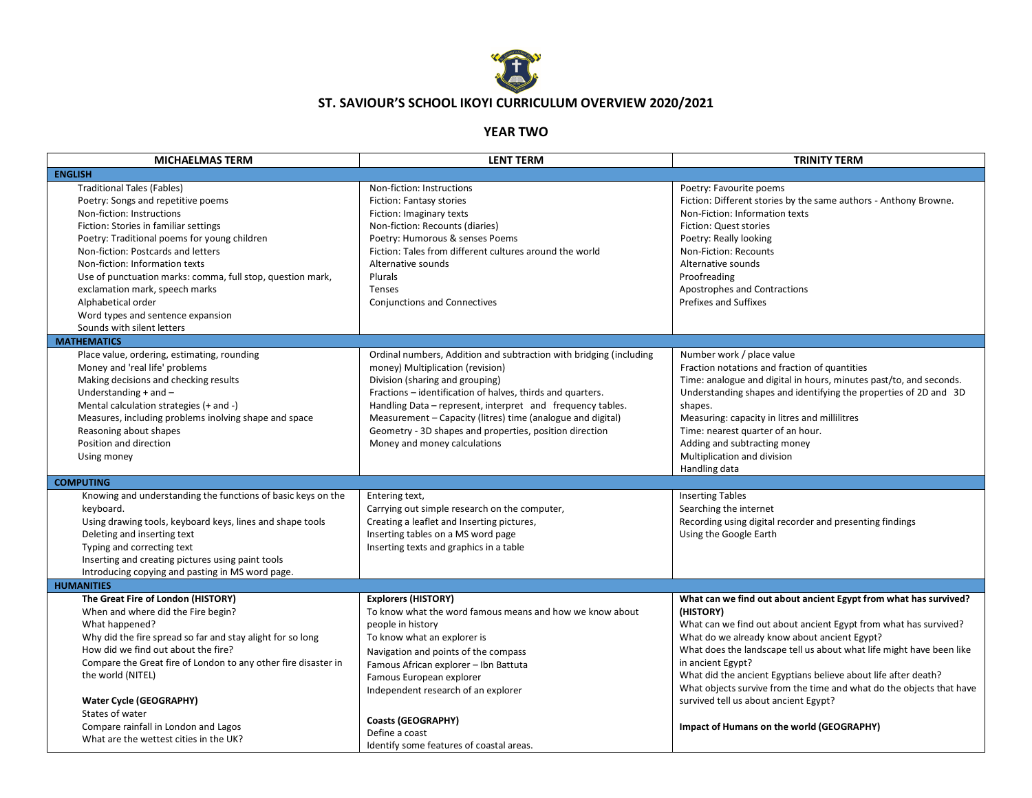# ST. SAVIOUR'S SCHOOL IKOYI CURRICULUM OVERVIEW 2020/2021

## YEAR TWO

| MICHAELMAS TERM | LENT TERM | TRINITY TERM |
|---|---|---|
| **ENGLISH** | | |
| Traditional Tales (Fables)<br>Poetry: Songs and repetitive poems<br>Non-fiction: Instructions<br>Fiction: Stories in familiar settings<br>Poetry: Traditional poems for young children<br>Non-fiction: Postcards and letters<br>Non-fiction: Information texts<br>Use of punctuation marks: comma, full stop, question mark, exclamation mark, speech marks<br>Alphabetical order<br>Word types and sentence expansion<br>Sounds with silent letters | Non-fiction: Instructions<br>Fiction: Fantasy stories<br>Fiction: Imaginary texts<br>Non-fiction: Recounts (diaries)<br>Poetry: Humorous & senses Poems<br>Fiction: Tales from different cultures around the world<br>Alternative sounds<br>Plurals<br>Tenses<br>Conjunctions and Connectives | Poetry: Favourite poems<br>Fiction: Different stories by the same authors - Anthony Browne.<br>Non-Fiction: Information texts<br>Fiction: Quest stories<br>Poetry: Really looking<br>Non-Fiction: Recounts<br>Alternative sounds<br>Proofreading<br>Apostrophes and Contractions<br>Prefixes and Suffixes |
| **MATHEMATICS** | | |
| Place value, ordering, estimating, rounding<br>Money and 'real life' problems<br>Making decisions and checking results<br>Understanding + and –<br>Mental calculation strategies (+ and -)<br>Measures, including problems involving shape and space<br>Reasoning about shapes<br>Position and direction<br>Using money | Ordinal numbers, Addition and subtraction with bridging (including money) Multiplication (revision)<br>Division (sharing and grouping)<br>Fractions – identification of halves, thirds and quarters.<br>Handling Data – represent, interpret and frequency tables.<br>Measurement – Capacity (litres) time (analogue and digital)<br>Geometry - 3D shapes and properties, position direction<br>Money and money calculations | Number work / place value<br>Fraction notations and fraction of quantities<br>Time: analogue and digital in hours, minutes past/to, and seconds.<br>Understanding shapes and identifying the properties of 2D and 3D shapes.<br>Measuring: capacity in litres and millilitres<br>Time: nearest quarter of an hour.<br>Adding and subtracting money<br>Multiplication and division<br>Handling data |
| **COMPUTING** | | |
| Knowing and understanding the functions of basic keys on the keyboard.<br>Using drawing tools, keyboard keys, lines and shape tools<br>Deleting and inserting text<br>Typing and correcting text<br>Inserting and creating pictures using paint tools<br>Introducing copying and pasting in MS word page. | Entering text,<br>Carrying out simple research on the computer,<br>Creating a leaflet and Inserting pictures,<br>Inserting tables on a MS word page<br>Inserting texts and graphics in a table | Inserting Tables<br>Searching the internet<br>Recording using digital recorder and presenting findings<br>Using the Google Earth |
| **HUMANITIES** | | |
| **The Great Fire of London (HISTORY)**<br>When and where did the Fire begin?<br>What happened?<br>Why did the fire spread so far and stay alight for so long<br>How did we find out about the fire?<br>Compare the Great fire of London to any other fire disaster in the world (NITEL)<br><br>**Water Cycle (GEOGRAPHY)**<br>States of water<br>Compare rainfall in London and Lagos<br>What are the wettest cities in the UK? | **Explorers (HISTORY)**<br>To know what the word famous means and how we know about people in history<br>To know what an explorer is<br>Navigation and points of the compass<br>Famous African explorer – Ibn Battuta<br>Famous European explorer<br>Independent research of an explorer<br><br>**Coasts (GEOGRAPHY)**<br>Define a coast<br>Identify some features of coastal areas. | **What can we find out about ancient Egypt from what has survived? (HISTORY)**<br>What can we find out about ancient Egypt from what has survived?<br>What do we already know about ancient Egypt?<br>What does the landscape tell us about what life might have been like in ancient Egypt?<br>What did the ancient Egyptians believe about life after death?<br>What objects survive from the time and what do the objects that have survived tell us about ancient Egypt?<br><br>**Impact of Humans on the world (GEOGRAPHY)** |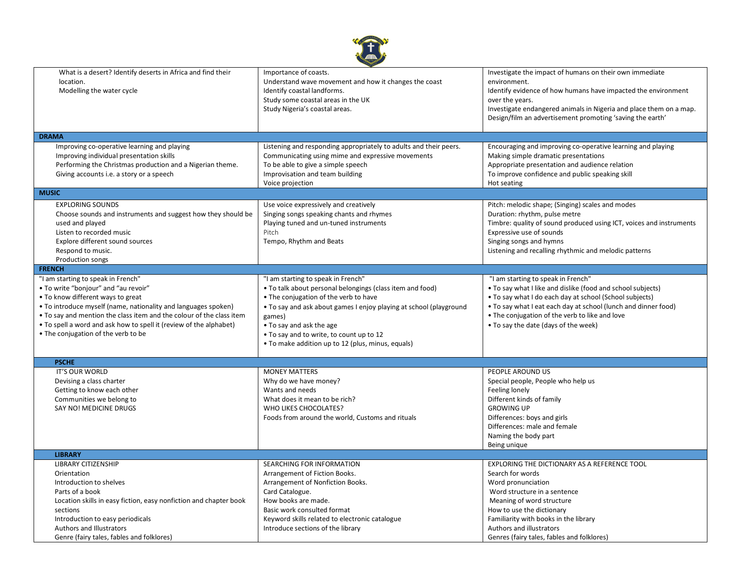| | | |
|---|---|---|
| What is a desert? Identify deserts in Africa and find their location.<br>Modelling the water cycle | Importance of coasts.<br>Understand wave movement and how it changes the coast<br>Identify coastal landforms.<br>Study some coastal areas in the UK<br>Study Nigeria's coastal areas. | Investigate the impact of humans on their own immediate environment.<br>Identify evidence of how humans have impacted the environment over the years.<br>Investigate endangered animals in Nigeria and place them on a map.<br>Design/film an advertisement promoting 'saving the earth' |
| **DRAMA** | | |
| Improving co-operative learning and playing<br>Improving individual presentation skills<br>Performing the Christmas production and a Nigerian theme.<br>Giving accounts i.e. a story or a speech | Listening and responding appropriately to adults and their peers.<br>Communicating using mime and expressive movements<br>To be able to give a simple speech<br>Improvisation and team building<br>Voice projection | Encouraging and improving co-operative learning and playing<br>Making simple dramatic presentations<br>Appropriate presentation and audience relation<br>To improve confidence and public speaking skill<br>Hot seating |
| **MUSIC** | | |
| EXPLORING SOUNDS<br>Choose sounds and instruments and suggest how they should be used and played<br>Listen to recorded music<br>Explore different sound sources<br>Respond to music.<br>Production songs | Use voice expressively and creatively<br>Singing songs speaking chants and rhymes<br>Playing tuned and un-tuned instruments<br>Pitch<br>Tempo, Rhythm and Beats | Pitch: melodic shape; (Singing) scales and modes<br>Duration: rhythm, pulse metre<br>Timbre: quality of sound produced using ICT, voices and instruments<br>Expressive use of sounds<br>Singing songs and hymns<br>Listening and recalling rhythmic and melodic patterns |
| **FRENCH** | | |
| "I am starting to speak in French"<br>• To write "bonjour" and "au revoir"<br>• To know different ways to great<br>• To introduce myself (name, nationality and languages spoken)<br>• To say and mention the class item and the colour of the class item<br>• To spell a word and ask how to spell it (review of the alphabet)<br>• The conjugation of the verb to be | "I am starting to speak in French"<br>• To talk about personal belongings (class item and food)<br>• The conjugation of the verb to have<br>• To say and ask about games I enjoy playing at school (playground games)<br>• To say and ask the age<br>• To say and to write, to count up to 12<br>• To make addition up to 12 (plus, minus, equals) | "I am starting to speak in French"<br>• To say what I like and dislike (food and school subjects)<br>• To say what I do each day at school (School subjects)<br>• To say what I eat each day at school (lunch and dinner food)<br>• The conjugation of the verb to like and love<br>• To say the date (days of the week) |
| **PSCHE** | | |
| IT'S OUR WORLD<br>Devising a class charter<br>Getting to know each other<br>Communities we belong to<br>SAY NO! MEDICINE DRUGS | MONEY MATTERS<br>Why do we have money?<br>Wants and needs<br>What does it mean to be rich?<br>WHO LIKES CHOCOLATES?<br>Foods from around the world, Customs and rituals | PEOPLE AROUND US<br>Special people, People who help us<br>Feeling lonely<br>Different kinds of family<br>GROWING UP<br>Differences: boys and girls<br>Differences: male and female<br>Naming the body part<br>Being unique |
| **LIBRARY** | | |
| LIBRARY CITIZENSHIP<br>Orientation<br>Introduction to shelves<br>Parts of a book<br>Location skills in easy fiction, easy nonfiction and chapter book sections<br>Introduction to easy periodicals<br>Authors and Illustrators<br>Genre (fairy tales, fables and folklores) | SEARCHING FOR INFORMATION<br>Arrangement of Fiction Books.<br>Arrangement of Nonfiction Books.<br>Card Catalogue.<br>How books are made.<br>Basic work consulted format<br>Keyword skills related to electronic catalogue<br>Introduce sections of the library | EXPLORING THE DICTIONARY AS A REFERENCE TOOL<br>Search for words<br>Word pronunciation<br>Word structure in a sentence<br>Meaning of word structure<br>How to use the dictionary<br>Familiarity with books in the library<br>Authors and illustrators<br>Genres (fairy tales, fables and folklores) |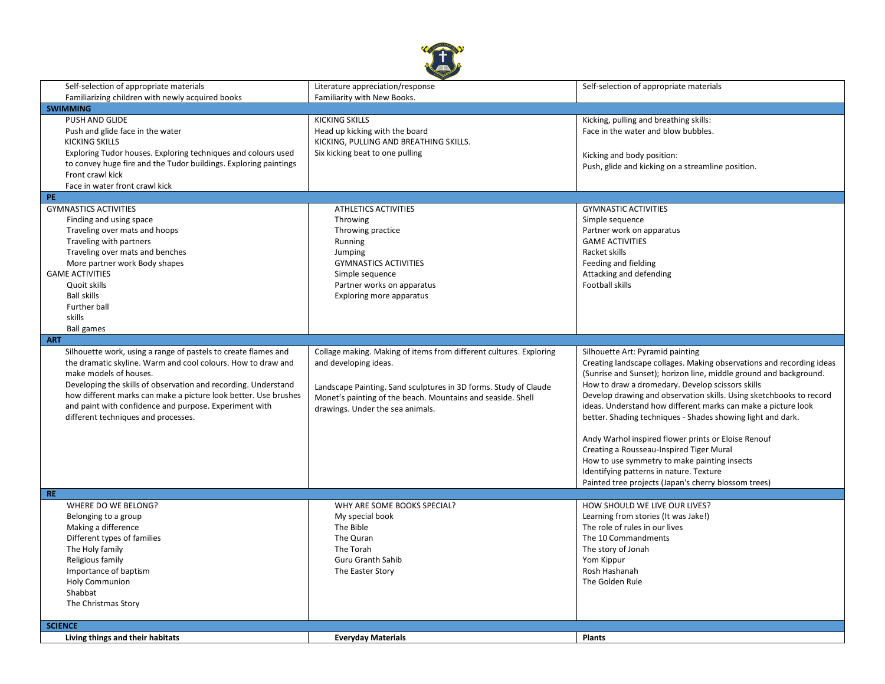| | | |
|---|---|---|
| Self-selection of appropriate materials<br>Familiarizing children with newly acquired books | Literature appreciation/response<br>Familiarity with New Books. | Self-selection of appropriate materials |
| **SWIMMING** | | |
| PUSH AND GLIDE<br>Push and glide face in the water<br>KICKING SKILLS<br>Exploring Tudor houses. Exploring techniques and colours used to convey huge fire and the Tudor buildings. Exploring paintings<br>Front crawl kick<br>Face in water front crawl kick | KICKING SKILLS<br>Head up kicking with the board<br>KICKING, PULLING AND BREATHING SKILLS.<br>Six kicking beat to one pulling | Kicking, pulling and breathing skills:<br>Face in the water and blow bubbles.<br><br>Kicking and body position:<br>Push, glide and kicking on a streamline position. |
| **PE** | | |
| GYMNASTICS ACTIVITIES<br>Finding and using space<br>Traveling over mats and hoops<br>Traveling with partners<br>Traveling over mats and benches<br>More partner work Body shapes<br>GAME ACTIVITIES<br>Quoit skills<br>Ball skills<br>Further ball<br>skills<br>Ball games | ATHLETICS ACTIVITIES<br>Throwing<br>Throwing practice<br>Running<br>Jumping<br>GYMNASTICS ACTIVITIES<br>Simple sequence<br>Partner works on apparatus<br>Exploring more apparatus | GYMNASTIC ACTIVITIES<br>Simple sequence<br>Partner work on apparatus<br>GAME ACTIVITIES<br>Racket skills<br>Feeding and fielding<br>Attacking and defending<br>Football skills |
| **ART** | | |
| Silhouette work, using a range of pastels to create flames and the dramatic skyline. Warm and cool colours. How to draw and make models of houses.<br>Developing the skills of observation and recording. Understand how different marks can make a picture look better. Use brushes and paint with confidence and purpose. Experiment with different techniques and processes. | Collage making. Making of items from different cultures. Exploring and developing ideas.<br><br>Landscape Painting. Sand sculptures in 3D forms. Study of Claude Monet's painting of the beach. Mountains and seaside. Shell drawings. Under the sea animals. | Silhouette Art: Pyramid painting<br>Creating landscape collages. Making observations and recording ideas (Sunrise and Sunset); horizon line, middle ground and background.<br>How to draw a dromedary. Develop scissors skills<br>Develop drawing and observation skills. Using sketchbooks to record ideas. Understand how different marks can make a picture look better. Shading techniques - Shades showing light and dark.<br><br>Andy Warhol inspired flower prints or Eloise Renouf<br>Creating a Rousseau-Inspired Tiger Mural<br>How to use symmetry to make painting insects<br>Identifying patterns in nature. Texture<br>Painted tree projects (Japan's cherry blossom trees) |
| **RE** | | |
| WHERE DO WE BELONG?<br>Belonging to a group<br>Making a difference<br>Different types of families<br>The Holy family<br>Religious family<br>Importance of baptism<br>Holy Communion<br>Shabbat<br>The Christmas Story | WHY ARE SOME BOOKS SPECIAL?<br>My special book<br>The Bible<br>The Quran<br>The Torah<br>Guru Granth Sahib<br>The Easter Story | HOW SHOULD WE LIVE OUR LIVES?<br>Learning from stories (It was Jake!)<br>The role of rules in our lives<br>The 10 Commandments<br>The story of Jonah<br>Yom Kippur<br>Rosh Hashanah<br>The Golden Rule |
| **SCIENCE** | | |
| **Living things and their habitats** | **Everyday Materials** | **Plants** |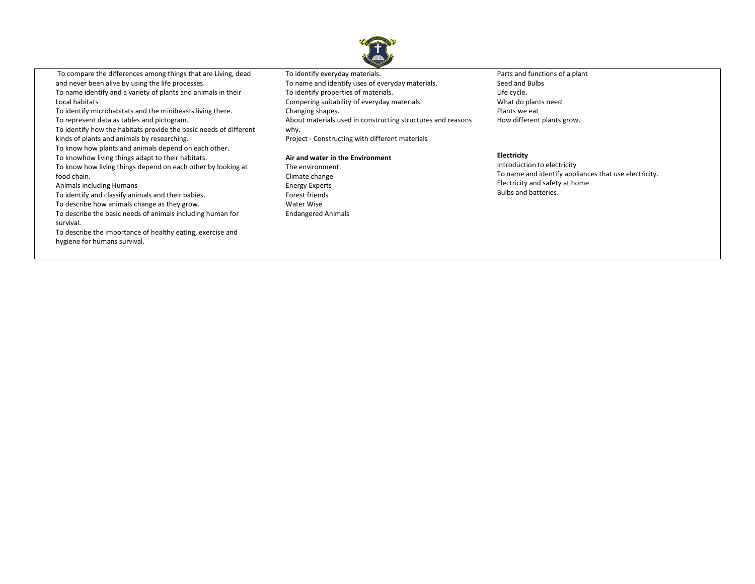| | | |
|---|---|---|
| To compare the differences among things that are Living, dead and never been alive by using the life processes.<br>To name identify and a variety of plants and animals in their Local habitats<br>To identify microhabitats and the minibeasts living there.<br>To represent data as tables and pictogram.<br>To identify how the habitats provide the basic needs of different kinds of plants and animals by researching.<br>To know how plants and animals depend on each other.<br>To knowhow living things adapt to their habitats.<br>To know how living things depend on each other by looking at food chain.<br>Animals including Humans<br>To identify and classify animals and their babies.<br>To describe how animals change as they grow.<br>To describe the basic needs of animals including human for survival.<br>To describe the importance of healthy eating, exercise and hygiene for humans survival. | To identify everyday materials.<br>To name and identify uses of everyday materials.<br>To identify properties of materials.<br>Compering suitability of everyday materials.<br>Changing shapes.<br>About materials used in constructing structures and reasons why.<br>Project - Constructing with different materials<br><br>**Air and water in the Environment**<br>The environment.<br>Climate change<br>Energy Experts<br>Forest friends<br>Water Wise<br>Endangered Animals | Parts and functions of a plant<br>Seed and Bulbs<br>Life cycle.<br>What do plants need<br>Plants we eat<br>How different plants grow.<br><br>**Electricity**<br>Introduction to electricity<br>To name and identify appliances that use electricity.<br>Electricity and safety at home<br>Bulbs and batteries. |